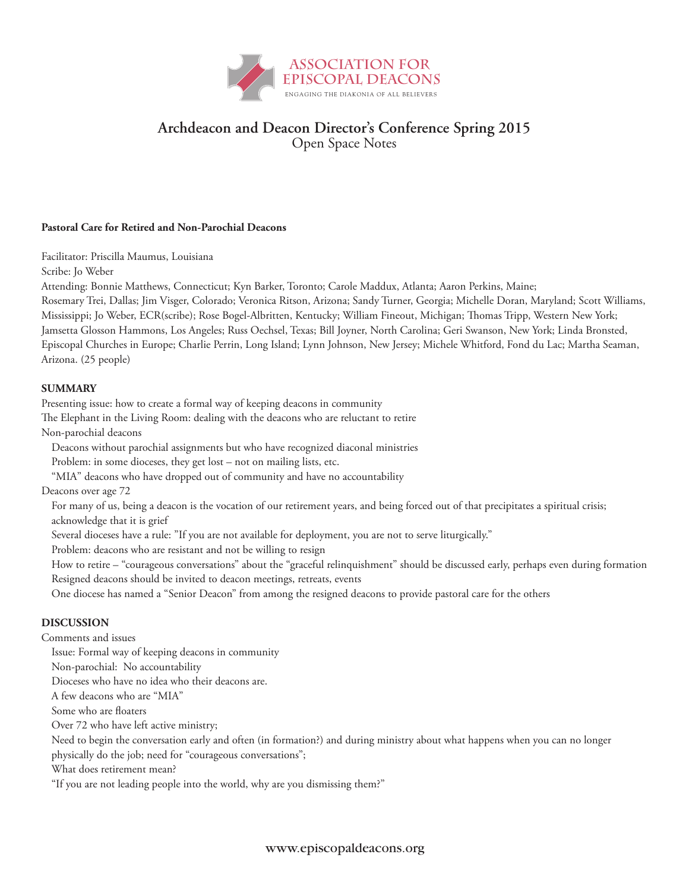ASSOCIATION FOR EPISCOPAL DEACONS

ENGAGING THE DIAKONIA OF ALL BELIEVERS

# Archdeacon and Deacon Director's Conference Spring 2015

Open Space Notes

**Pastoral Care for Retired and Non-Parochial Deacons**

Facilitator: Priscilla Maumus, Louisiana

Scribe: Jo Weber

Attending: Bonnie Matthews, Connecticut; Kyn Barker, Toronto; Carole Maddux, Atlanta; Aaron Perkins, Maine; Rosemary Trei, Dallas; Jim Visger, Colorado; Veronica Ritson, Arizona; Sandy Turner, Georgia; Michelle Doran, Maryland; Scott Williams, Mississippi; Jo Weber, ECR(scribe); Rose Bogel-Albritten, Kentucky; William Fineout, Michigan; Thomas Tripp, Western New York; Jamsetta Glosson Hammons, Los Angeles; Russ Oechsel, Texas; Bill Joyner, North Carolina; Geri Swanson, New York; Linda Bronsted, Episcopal Churches in Europe; Charlie Perrin, Long Island; Lynn Johnson, New Jersey; Michele Whitford, Fond du Lac; Martha Seaman, Arizona. (25 people)

**SUMMARY**

Presenting issue: how to create a formal way of keeping deacons in community

The Elephant in the Living Room: dealing with the deacons who are reluctant to retire

Non-parochial deacons

- Deacons without parochial assignments but who have recognized diaconal ministries
- Problem: in some dioceses, they get lost – not on mailing lists, etc.
- "MIA" deacons who have dropped out of community and have no accountability

Deacons over age 72

- For many of us, being a deacon is the vocation of our retirement years, and being forced out of that precipitates a spiritual crisis; acknowledge that it is grief
- Several dioceses have a rule: "If you are not available for deployment, you are not to serve liturgically."
- Problem: deacons who are resistant and not be willing to resign
- How to retire – "courageous conversations" about the "graceful relinquishment" should be discussed early, perhaps even during formation
- Resigned deacons should be invited to deacon meetings, retreats, events
- One diocese has named a "Senior Deacon" from among the resigned deacons to provide pastoral care for the others

**DISCUSSION**

Comments and issues

- Issue: Formal way of keeping deacons in community
- Non-parochial: No accountability
- Dioceses who have no idea who their deacons are.
- A few deacons who are "MIA"
- Some who are floaters
- Over 72 who have left active ministry;
- Need to begin the conversation early and often (in formation?) and during ministry about what happens when you can no longer physically do the job; need for "courageous conversations";
- What does retirement mean?
- "If you are not leading people into the world, why are you dismissing them?"

www.episcopaldeacons.org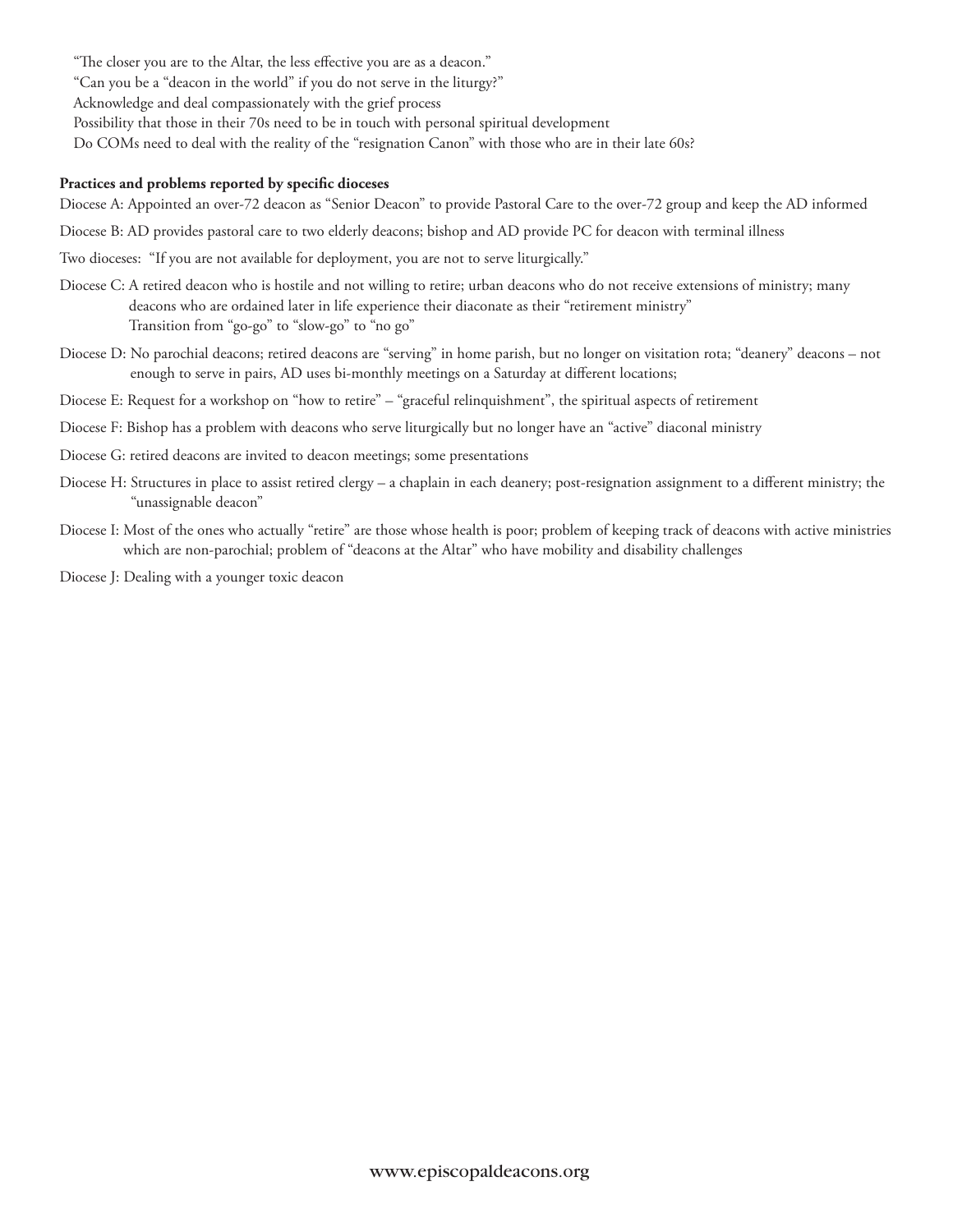"The closer you are to the Altar, the less effective you are as a deacon."

"Can you be a "deacon in the world" if you do not serve in the liturgy?"

Acknowledge and deal compassionately with the grief process

Possibility that those in their 70s need to be in touch with personal spiritual development

Do COMs need to deal with the reality of the "resignation Canon" with those who are in their late 60s?

**Practices and problems reported by specific dioceses**

Diocese A: Appointed an over-72 deacon as "Senior Deacon" to provide Pastoral Care to the over-72 group and keep the AD informed

Diocese B: AD provides pastoral care to two elderly deacons; bishop and AD provide PC for deacon with terminal illness

Two dioceses: "If you are not available for deployment, you are not to serve liturgically."

Diocese C: A retired deacon who is hostile and not willing to retire; urban deacons who do not receive extensions of ministry; many deacons who are ordained later in life experience their diaconate as their "retirement ministry"
Transition from "go-go" to "slow-go" to "no go"

Diocese D: No parochial deacons; retired deacons are "serving" in home parish, but no longer on visitation rota; "deanery" deacons – not enough to serve in pairs, AD uses bi-monthly meetings on a Saturday at different locations;

Diocese E: Request for a workshop on "how to retire" – "graceful relinquishment", the spiritual aspects of retirement

Diocese F: Bishop has a problem with deacons who serve liturgically but no longer have an "active" diaconal ministry

Diocese G: retired deacons are invited to deacon meetings; some presentations

Diocese H: Structures in place to assist retired clergy – a chaplain in each deanery; post-resignation assignment to a different ministry; the "unassignable deacon"

Diocese I: Most of the ones who actually "retire" are those whose health is poor; problem of keeping track of deacons with active ministries which are non-parochial; problem of "deacons at the Altar" who have mobility and disability challenges

Diocese J: Dealing with a younger toxic deacon